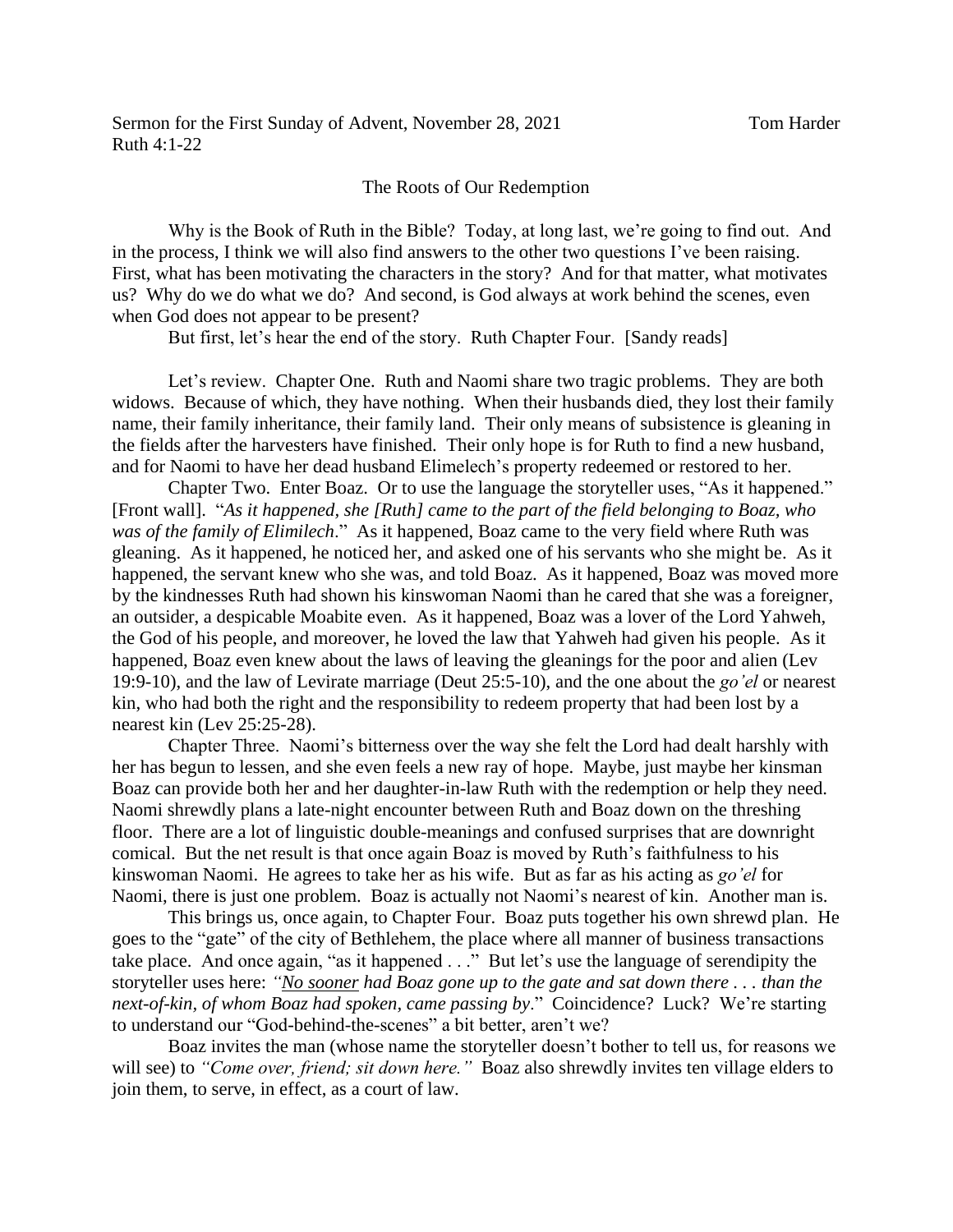Sermon for the First Sunday of Advent, November 28, 2021 Tom Harder
Ruth 4:1-22

## The Roots of Our Redemption

Why is the Book of Ruth in the Bible? Today, at long last, we're going to find out. And in the process, I think we will also find answers to the other two questions I've been raising. First, what has been motivating the characters in the story? And for that matter, what motivates us? Why do we do what we do? And second, is God always at work behind the scenes, even when God does not appear to be present?

But first, let's hear the end of the story. Ruth Chapter Four. [Sandy reads]

Let's review. Chapter One. Ruth and Naomi share two tragic problems. They are both widows. Because of which, they have nothing. When their husbands died, they lost their family name, their family inheritance, their family land. Their only means of subsistence is gleaning in the fields after the harvesters have finished. Their only hope is for Ruth to find a new husband, and for Naomi to have her dead husband Elimelech's property redeemed or restored to her.

Chapter Two. Enter Boaz. Or to use the language the storyteller uses, "As it happened." [Front wall]. "*As it happened, she [Ruth] came to the part of the field belonging to Boaz, who was of the family of Elimilech*." As it happened, Boaz came to the very field where Ruth was gleaning. As it happened, he noticed her, and asked one of his servants who she might be. As it happened, the servant knew who she was, and told Boaz. As it happened, Boaz was moved more by the kindnesses Ruth had shown his kinswoman Naomi than he cared that she was a foreigner, an outsider, a despicable Moabite even. As it happened, Boaz was a lover of the Lord Yahweh, the God of his people, and moreover, he loved the law that Yahweh had given his people. As it happened, Boaz even knew about the laws of leaving the gleanings for the poor and alien (Lev 19:9-10), and the law of Levirate marriage (Deut 25:5-10), and the one about the *go'el* or nearest kin, who had both the right and the responsibility to redeem property that had been lost by a nearest kin (Lev 25:25-28).

Chapter Three. Naomi's bitterness over the way she felt the Lord had dealt harshly with her has begun to lessen, and she even feels a new ray of hope. Maybe, just maybe her kinsman Boaz can provide both her and her daughter-in-law Ruth with the redemption or help they need. Naomi shrewdly plans a late-night encounter between Ruth and Boaz down on the threshing floor. There are a lot of linguistic double-meanings and confused surprises that are downright comical. But the net result is that once again Boaz is moved by Ruth's faithfulness to his kinswoman Naomi. He agrees to take her as his wife. But as far as his acting as *go'el* for Naomi, there is just one problem. Boaz is actually not Naomi's nearest of kin. Another man is.

This brings us, once again, to Chapter Four. Boaz puts together his own shrewd plan. He goes to the "gate" of the city of Bethlehem, the place where all manner of business transactions take place. And once again, "as it happened . . ." But let's use the language of serendipity the storyteller uses here: *"<u>No sooner</u> had Boaz gone up to the gate and sat down there . . . than the next-of-kin, of whom Boaz had spoken, came passing by*." Coincidence? Luck? We're starting to understand our "God-behind-the-scenes" a bit better, aren't we?

Boaz invites the man (whose name the storyteller doesn't bother to tell us, for reasons we will see) to *"Come over, friend; sit down here."* Boaz also shrewdly invites ten village elders to join them, to serve, in effect, as a court of law.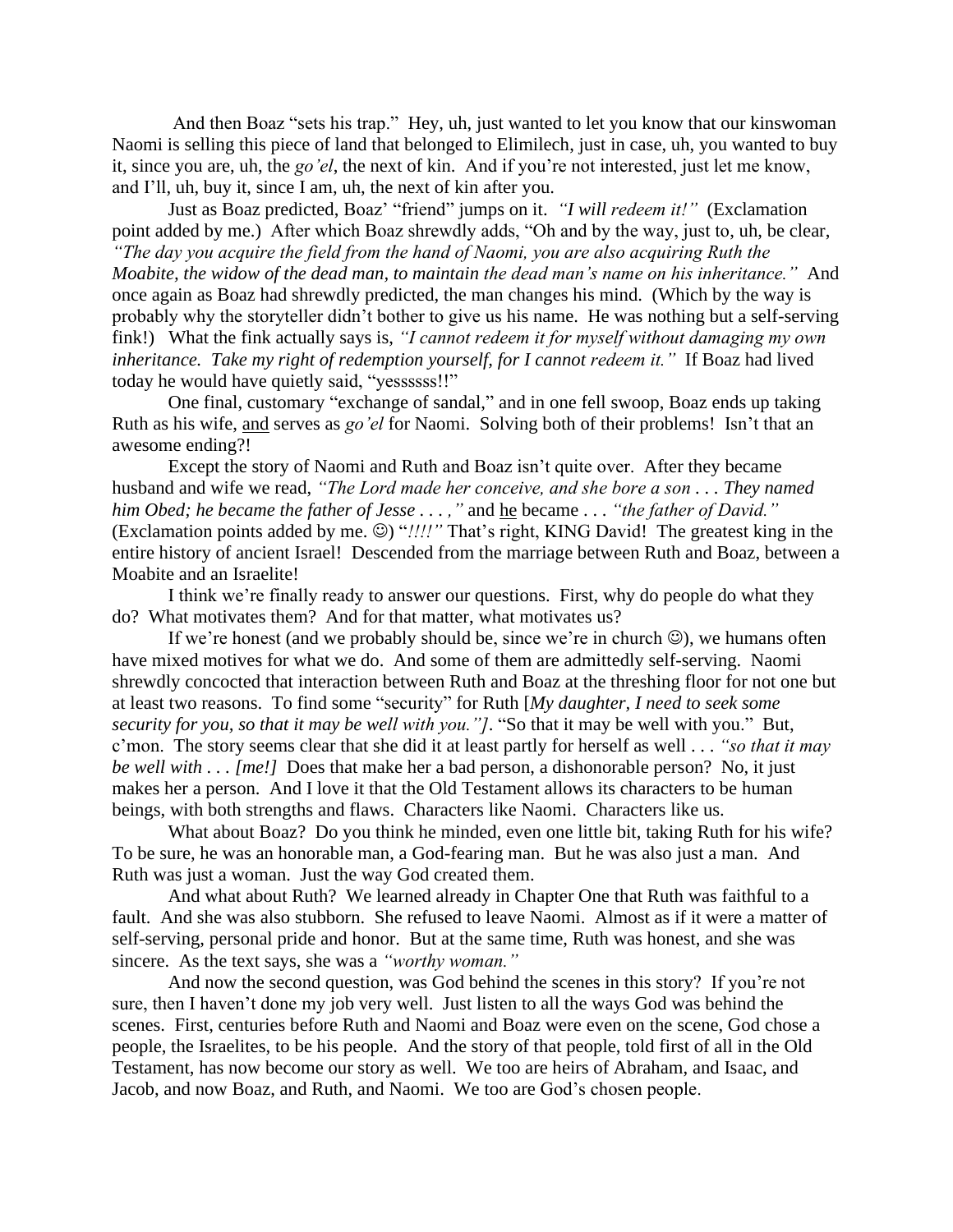And then Boaz "sets his trap." Hey, uh, just wanted to let you know that our kinswoman Naomi is selling this piece of land that belonged to Elimilech, just in case, uh, you wanted to buy it, since you are, uh, the *go'el*, the next of kin. And if you're not interested, just let me know, and I'll, uh, buy it, since I am, uh, the next of kin after you.

Just as Boaz predicted, Boaz' "friend" jumps on it. *"I will redeem it!"* (Exclamation point added by me.) After which Boaz shrewdly adds, "Oh and by the way, just to, uh, be clear, *"The day you acquire the field from the hand of Naomi, you are also acquiring Ruth the Moabite, the widow of the dead man, to maintain the dead man's name on his inheritance."* And once again as Boaz had shrewdly predicted, the man changes his mind. (Which by the way is probably why the storyteller didn't bother to give us his name. He was nothing but a self-serving fink!) What the fink actually says is, *"I cannot redeem it for myself without damaging my own inheritance. Take my right of redemption yourself, for I cannot redeem it."* If Boaz had lived today he would have quietly said, "yessssss!!"

One final, customary "exchange of sandal," and in one fell swoop, Boaz ends up taking Ruth as his wife, <u>and</u> serves as *go'el* for Naomi. Solving both of their problems! Isn't that an awesome ending?!

Except the story of Naomi and Ruth and Boaz isn't quite over. After they became husband and wife we read, *"The Lord made her conceive, and she bore a son . . . They named him Obed; he became the father of Jesse . . . ,"* and <u>he</u> became . . . *"the father of David."* (Exclamation points added by me. ☺) "*!!!!"* That's right, KING David! The greatest king in the entire history of ancient Israel! Descended from the marriage between Ruth and Boaz, between a Moabite and an Israelite!

I think we're finally ready to answer our questions. First, why do people do what they do? What motivates them? And for that matter, what motivates us?

If we're honest (and we probably should be, since we're in church ☺), we humans often have mixed motives for what we do. And some of them are admittedly self-serving. Naomi shrewdly concocted that interaction between Ruth and Boaz at the threshing floor for not one but at least two reasons. To find some "security" for Ruth [*My daughter, I need to seek some security for you, so that it may be well with you."]*. "So that it may be well with you." But, c'mon. The story seems clear that she did it at least partly for herself as well . . . *"so that it may be well with . . . [me!]* Does that make her a bad person, a dishonorable person? No, it just makes her a person. And I love it that the Old Testament allows its characters to be human beings, with both strengths and flaws. Characters like Naomi. Characters like us.

What about Boaz? Do you think he minded, even one little bit, taking Ruth for his wife? To be sure, he was an honorable man, a God-fearing man. But he was also just a man. And Ruth was just a woman. Just the way God created them.

And what about Ruth? We learned already in Chapter One that Ruth was faithful to a fault. And she was also stubborn. She refused to leave Naomi. Almost as if it were a matter of self-serving, personal pride and honor. But at the same time, Ruth was honest, and she was sincere. As the text says, she was a *"worthy woman."*

And now the second question, was God behind the scenes in this story? If you're not sure, then I haven't done my job very well. Just listen to all the ways God was behind the scenes. First, centuries before Ruth and Naomi and Boaz were even on the scene, God chose a people, the Israelites, to be his people. And the story of that people, told first of all in the Old Testament, has now become our story as well. We too are heirs of Abraham, and Isaac, and Jacob, and now Boaz, and Ruth, and Naomi. We too are God's chosen people.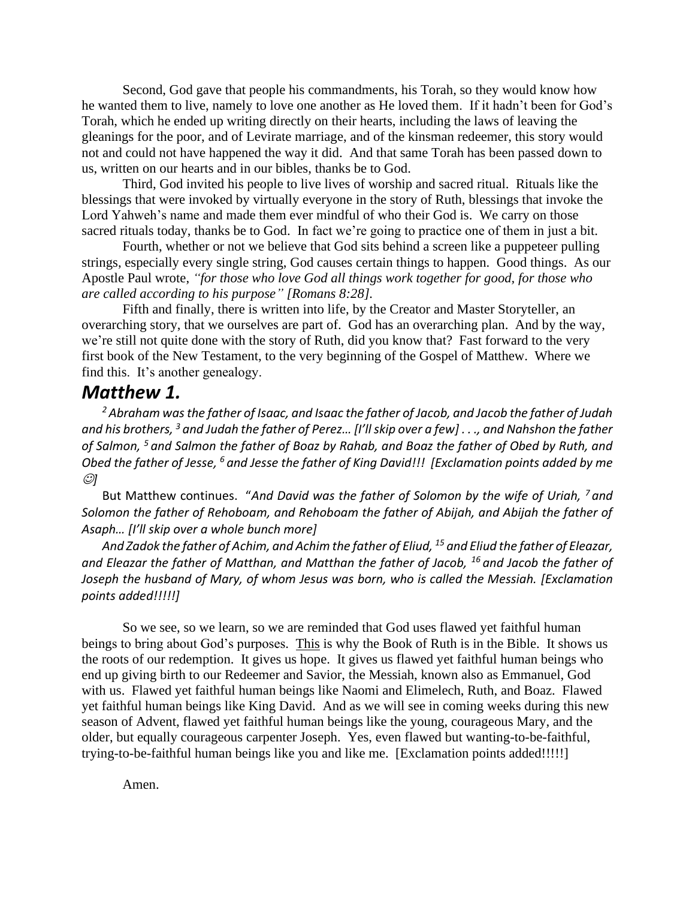Second, God gave that people his commandments, his Torah, so they would know how he wanted them to live, namely to love one another as He loved them. If it hadn't been for God's Torah, which he ended up writing directly on their hearts, including the laws of leaving the gleanings for the poor, and of Levirate marriage, and of the kinsman redeemer, this story would not and could not have happened the way it did. And that same Torah has been passed down to us, written on our hearts and in our bibles, thanks be to God.

Third, God invited his people to live lives of worship and sacred ritual. Rituals like the blessings that were invoked by virtually everyone in the story of Ruth, blessings that invoke the Lord Yahweh's name and made them ever mindful of who their God is. We carry on those sacred rituals today, thanks be to God. In fact we're going to practice one of them in just a bit.

Fourth, whether or not we believe that God sits behind a screen like a puppeteer pulling strings, especially every single string, God causes certain things to happen. Good things. As our Apostle Paul wrote, *"for those who love God all things work together for good, for those who are called according to his purpose" [Romans 8:28].*

Fifth and finally, there is written into life, by the Creator and Master Storyteller, an overarching story, that we ourselves are part of. God has an overarching plan. And by the way, we're still not quite done with the story of Ruth, did you know that? Fast forward to the very first book of the New Testament, to the very beginning of the Gospel of Matthew. Where we find this. It's another genealogy.

## *Matthew 1.*

*[2] Abraham was the father of Isaac, and Isaac the father of Jacob, and Jacob the father of Judah and his brothers, [3] and Judah the father of Perez… [I'll skip over a few] . . ., and Nahshon the father of Salmon, [5] and Salmon the father of Boaz by Rahab, and Boaz the father of Obed by Ruth, and Obed the father of Jesse, [6] and Jesse the father of King David!!! [Exclamation points added by me ☺]*

But Matthew continues. "*And David was the father of Solomon by the wife of Uriah, [7] and Solomon the father of Rehoboam, and Rehoboam the father of Abijah, and Abijah the father of Asaph… [I'll skip over a whole bunch more]*

*And Zadok the father of Achim, and Achim the father of Eliud, [15] and Eliud the father of Eleazar, and Eleazar the father of Matthan, and Matthan the father of Jacob, [16] and Jacob the father of Joseph the husband of Mary, of whom Jesus was born, who is called the Messiah. [Exclamation points added!!!!!]*

So we see, so we learn, so we are reminded that God uses flawed yet faithful human beings to bring about God's purposes. This is why the Book of Ruth is in the Bible. It shows us the roots of our redemption. It gives us hope. It gives us flawed yet faithful human beings who end up giving birth to our Redeemer and Savior, the Messiah, known also as Emmanuel, God with us. Flawed yet faithful human beings like Naomi and Elimelech, Ruth, and Boaz. Flawed yet faithful human beings like King David. And as we will see in coming weeks during this new season of Advent, flawed yet faithful human beings like the young, courageous Mary, and the older, but equally courageous carpenter Joseph. Yes, even flawed but wanting-to-be-faithful, trying-to-be-faithful human beings like you and like me. [Exclamation points added!!!!!]

Amen.